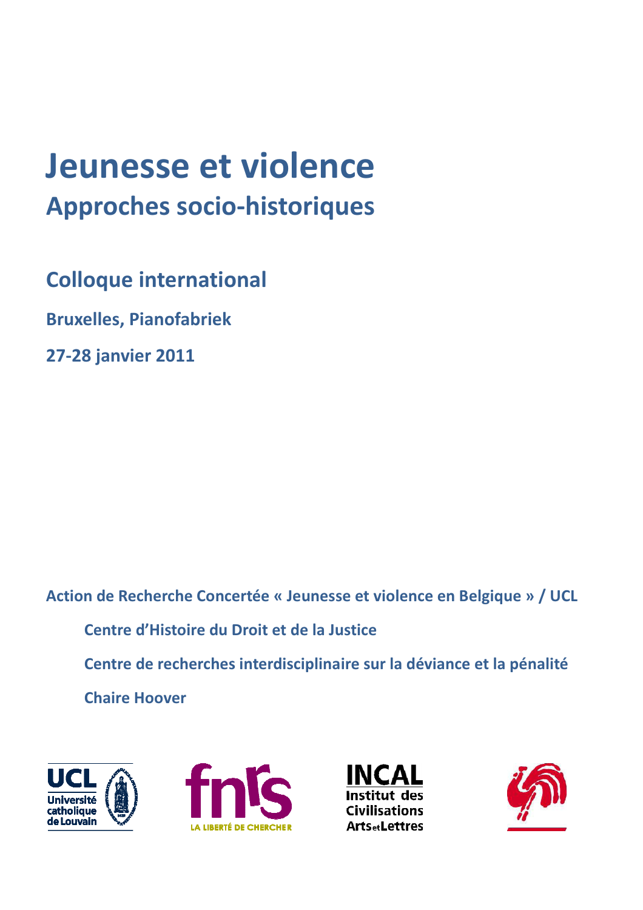# Jeunesse et violence

## Approches socio-historiques

### Colloque international

**Bruxelles, Pianofabriek**

**27-28 janvier 2011**

**Action de Recherche Concertée « Jeunesse et violence en Belgique » / UCL**

**Centre d'Histoire du Droit et de la Justice**

**Centre de recherches interdisciplinaire sur la déviance et la pénalité**

**Chaire Hoover**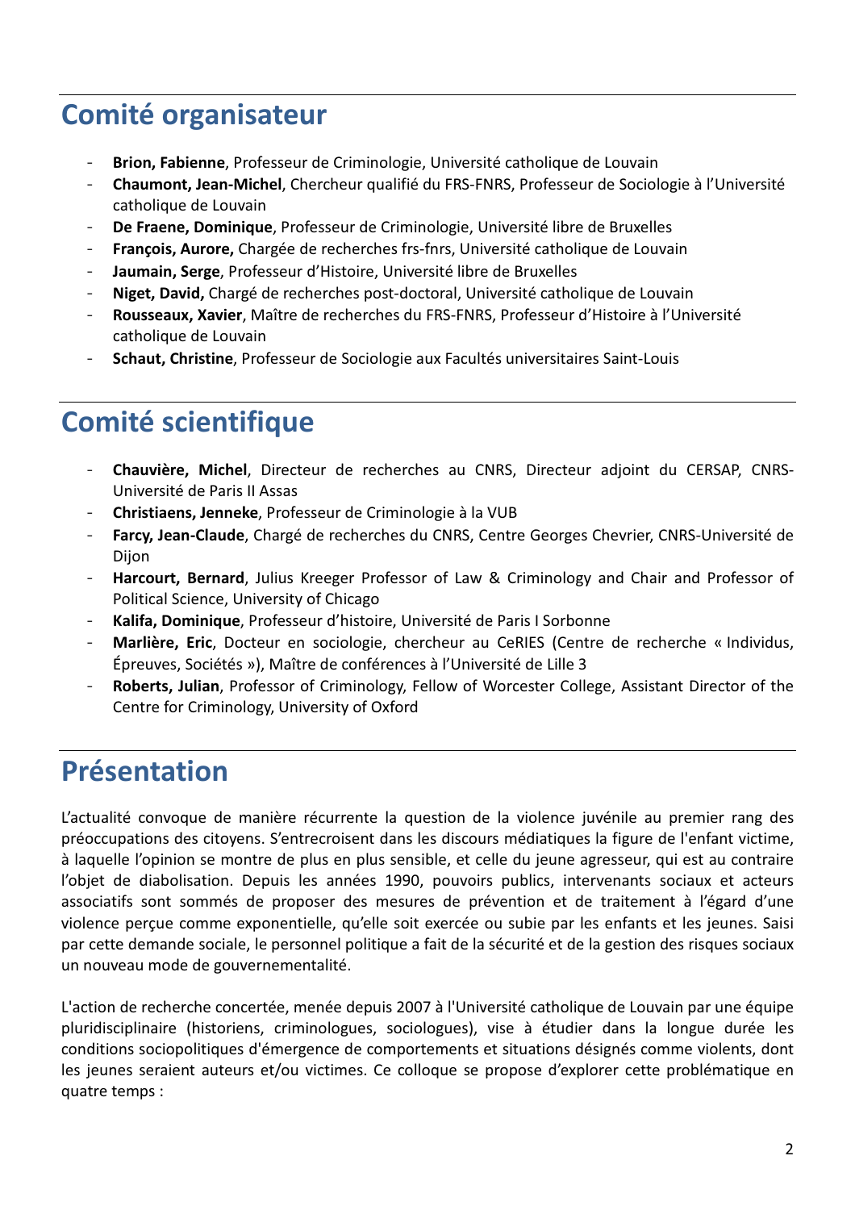## Comité organisateur

- **Brion, Fabienne**, Professeur de Criminologie, Université catholique de Louvain
- **Chaumont, Jean-Michel**, Chercheur qualifié du FRS-FNRS, Professeur de Sociologie à l'Université catholique de Louvain
- **De Fraene, Dominique**, Professeur de Criminologie, Université libre de Bruxelles
- **François, Aurore,** Chargée de recherches frs-fnrs, Université catholique de Louvain
- **Jaumain, Serge**, Professeur d'Histoire, Université libre de Bruxelles
- **Niget, David,** Chargé de recherches post-doctoral, Université catholique de Louvain
- **Rousseaux, Xavier**, Maître de recherches du FRS-FNRS, Professeur d'Histoire à l'Université catholique de Louvain
- **Schaut, Christine**, Professeur de Sociologie aux Facultés universitaires Saint-Louis

## Comité scientifique

- **Chauvière, Michel**, Directeur de recherches au CNRS, Directeur adjoint du CERSAP, CNRS-Université de Paris II Assas
- **Christiaens, Jenneke**, Professeur de Criminologie à la VUB
- **Farcy, Jean-Claude**, Chargé de recherches du CNRS, Centre Georges Chevrier, CNRS-Université de Dijon
- **Harcourt, Bernard**, Julius Kreeger Professor of Law & Criminology and Chair and Professor of Political Science, University of Chicago
- **Kalifa, Dominique**, Professeur d'histoire, Université de Paris I Sorbonne
- **Marlière, Eric**, Docteur en sociologie, chercheur au CeRIES (Centre de recherche « Individus, Épreuves, Sociétés »), Maître de conférences à l'Université de Lille 3
- **Roberts, Julian**, Professor of Criminology, Fellow of Worcester College, Assistant Director of the Centre for Criminology, University of Oxford

## Présentation

L'actualité convoque de manière récurrente la question de la violence juvénile au premier rang des préoccupations des citoyens. S'entrecroisent dans les discours médiatiques la figure de l'enfant victime, à laquelle l'opinion se montre de plus en plus sensible, et celle du jeune agresseur, qui est au contraire l'objet de diabolisation. Depuis les années 1990, pouvoirs publics, intervenants sociaux et acteurs associatifs sont sommés de proposer des mesures de prévention et de traitement à l'égard d'une violence perçue comme exponentielle, qu'elle soit exercée ou subie par les enfants et les jeunes. Saisi par cette demande sociale, le personnel politique a fait de la sécurité et de la gestion des risques sociaux un nouveau mode de gouvernementalité.

L'action de recherche concertée, menée depuis 2007 à l'Université catholique de Louvain par une équipe pluridisciplinaire (historiens, criminologues, sociologues), vise à étudier dans la longue durée les conditions sociopolitiques d'émergence de comportements et situations désignés comme violents, dont les jeunes seraient auteurs et/ou victimes. Ce colloque se propose d'explorer cette problématique en quatre temps :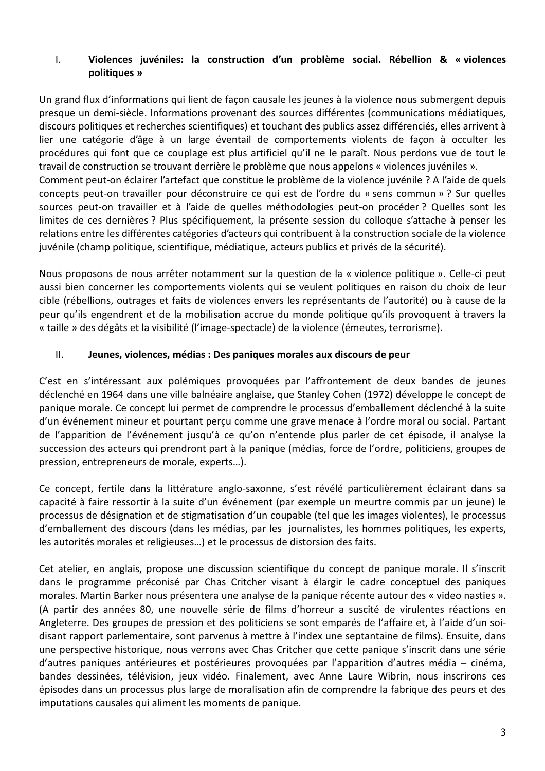## I. Violences juvéniles: la construction d'un problème social. Rébellion & « violences politiques »

Un grand flux d'informations qui lient de façon causale les jeunes à la violence nous submergent depuis presque un demi-siècle. Informations provenant des sources différentes (communications médiatiques, discours politiques et recherches scientifiques) et touchant des publics assez différenciés, elles arrivent à lier une catégorie d'âge à un large éventail de comportements violents de façon à occulter les procédures qui font que ce couplage est plus artificiel qu'il ne le paraît. Nous perdons vue de tout le travail de construction se trouvant derrière le problème que nous appelons « violences juvéniles ».
Comment peut-on éclairer l'artefact que constitue le problème de la violence juvénile ? A l'aide de quels concepts peut-on travailler pour déconstruire ce qui est de l'ordre du « sens commun » ? Sur quelles sources peut-on travailler et à l'aide de quelles méthodologies peut-on procéder ? Quelles sont les limites de ces dernières ? Plus spécifiquement, la présente session du colloque s'attache à penser les relations entre les différentes catégories d'acteurs qui contribuent à la construction sociale de la violence juvénile (champ politique, scientifique, médiatique, acteurs publics et privés de la sécurité).

Nous proposons de nous arrêter notamment sur la question de la « violence politique ». Celle-ci peut aussi bien concerner les comportements violents qui se veulent politiques en raison du choix de leur cible (rébellions, outrages et faits de violences envers les représentants de l'autorité) ou à cause de la peur qu'ils engendrent et de la mobilisation accrue du monde politique qu'ils provoquent à travers la « taille » des dégâts et la visibilité (l'image-spectacle) de la violence (émeutes, terrorisme).

## II. Jeunes, violences, médias : Des paniques morales aux discours de peur

C'est en s'intéressant aux polémiques provoquées par l'affrontement de deux bandes de jeunes déclenché en 1964 dans une ville balnéaire anglaise, que Stanley Cohen (1972) développe le concept de panique morale. Ce concept lui permet de comprendre le processus d'emballement déclenché à la suite d'un événement mineur et pourtant perçu comme une grave menace à l'ordre moral ou social. Partant de l'apparition de l'événement jusqu'à ce qu'on n'entende plus parler de cet épisode, il analyse la succession des acteurs qui prendront part à la panique (médias, force de l'ordre, politiciens, groupes de pression, entrepreneurs de morale, experts…).

Ce concept, fertile dans la littérature anglo-saxonne, s'est révélé particulièrement éclairant dans sa capacité à faire ressortir à la suite d'un événement (par exemple un meurtre commis par un jeune) le processus de désignation et de stigmatisation d'un coupable (tel que les images violentes), le processus d'emballement des discours (dans les médias, par les journalistes, les hommes politiques, les experts, les autorités morales et religieuses…) et le processus de distorsion des faits.

Cet atelier, en anglais, propose une discussion scientifique du concept de panique morale. Il s'inscrit dans le programme préconisé par Chas Critcher visant à élargir le cadre conceptuel des paniques morales. Martin Barker nous présentera une analyse de la panique récente autour des « video nasties ». (A partir des années 80, une nouvelle série de films d'horreur a suscité de virulentes réactions en Angleterre. Des groupes de pression et des politiciens se sont emparés de l'affaire et, à l'aide d'un soi-disant rapport parlementaire, sont parvenus à mettre à l'index une septantaine de films). Ensuite, dans une perspective historique, nous verrons avec Chas Critcher que cette panique s'inscrit dans une série d'autres paniques antérieures et postérieures provoquées par l'apparition d'autres média – cinéma, bandes dessinées, télévision, jeux vidéo. Finalement, avec Anne Laure Wibrin, nous inscrirons ces épisodes dans un processus plus large de moralisation afin de comprendre la fabrique des peurs et des imputations causales qui aliment les moments de panique.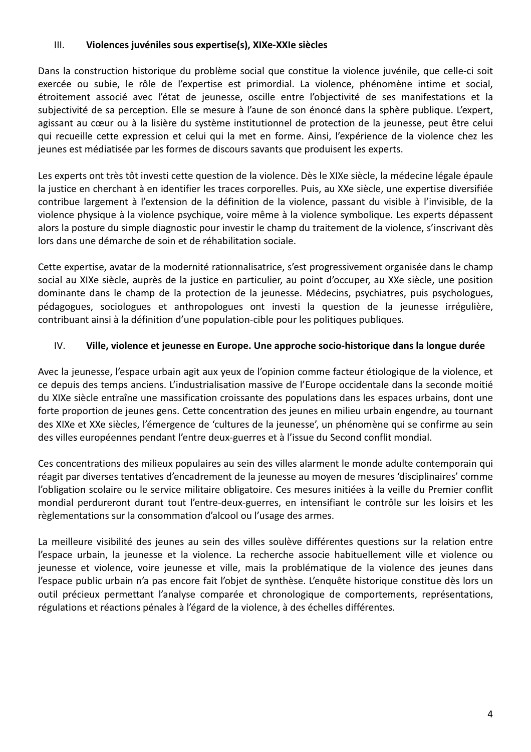## III. Violences juvéniles sous expertise(s), XIXe-XXIe siècles

Dans la construction historique du problème social que constitue la violence juvénile, que celle-ci soit exercée ou subie, le rôle de l'expertise est primordial. La violence, phénomène intime et social, étroitement associé avec l'état de jeunesse, oscille entre l'objectivité de ses manifestations et la subjectivité de sa perception. Elle se mesure à l'aune de son énoncé dans la sphère publique. L'expert, agissant au cœur ou à la lisière du système institutionnel de protection de la jeunesse, peut être celui qui recueille cette expression et celui qui la met en forme. Ainsi, l'expérience de la violence chez les jeunes est médiatisée par les formes de discours savants que produisent les experts.

Les experts ont très tôt investi cette question de la violence. Dès le XIXe siècle, la médecine légale épaule la justice en cherchant à en identifier les traces corporelles. Puis, au XXe siècle, une expertise diversifiée contribue largement à l'extension de la définition de la violence, passant du visible à l'invisible, de la violence physique à la violence psychique, voire même à la violence symbolique. Les experts dépassent alors la posture du simple diagnostic pour investir le champ du traitement de la violence, s'inscrivant dès lors dans une démarche de soin et de réhabilitation sociale.

Cette expertise, avatar de la modernité rationnalisatrice, s'est progressivement organisée dans le champ social au XIXe siècle, auprès de la justice en particulier, au point d'occuper, au XXe siècle, une position dominante dans le champ de la protection de la jeunesse. Médecins, psychiatres, puis psychologues, pédagogues, sociologues et anthropologues ont investi la question de la jeunesse irrégulière, contribuant ainsi à la définition d'une population-cible pour les politiques publiques.

## IV. Ville, violence et jeunesse en Europe. Une approche socio-historique dans la longue durée

Avec la jeunesse, l'espace urbain agit aux yeux de l'opinion comme facteur étiologique de la violence, et ce depuis des temps anciens. L'industrialisation massive de l'Europe occidentale dans la seconde moitié du XIXe siècle entraîne une massification croissante des populations dans les espaces urbains, dont une forte proportion de jeunes gens. Cette concentration des jeunes en milieu urbain engendre, au tournant des XIXe et XXe siècles, l'émergence de 'cultures de la jeunesse', un phénomène qui se confirme au sein des villes européennes pendant l'entre deux-guerres et à l'issue du Second conflit mondial.

Ces concentrations des milieux populaires au sein des villes alarment le monde adulte contemporain qui réagit par diverses tentatives d'encadrement de la jeunesse au moyen de mesures 'disciplinaires' comme l'obligation scolaire ou le service militaire obligatoire. Ces mesures initiées à la veille du Premier conflit mondial perdureront durant tout l'entre-deux-guerres, en intensifiant le contrôle sur les loisirs et les règlementations sur la consommation d'alcool ou l'usage des armes.

La meilleure visibilité des jeunes au sein des villes soulève différentes questions sur la relation entre l'espace urbain, la jeunesse et la violence. La recherche associe habituellement ville et violence ou jeunesse et violence, voire jeunesse et ville, mais la problématique de la violence des jeunes dans l'espace public urbain n'a pas encore fait l'objet de synthèse. L'enquête historique constitue dès lors un outil précieux permettant l'analyse comparée et chronologique de comportements, représentations, régulations et réactions pénales à l'égard de la violence, à des échelles différentes.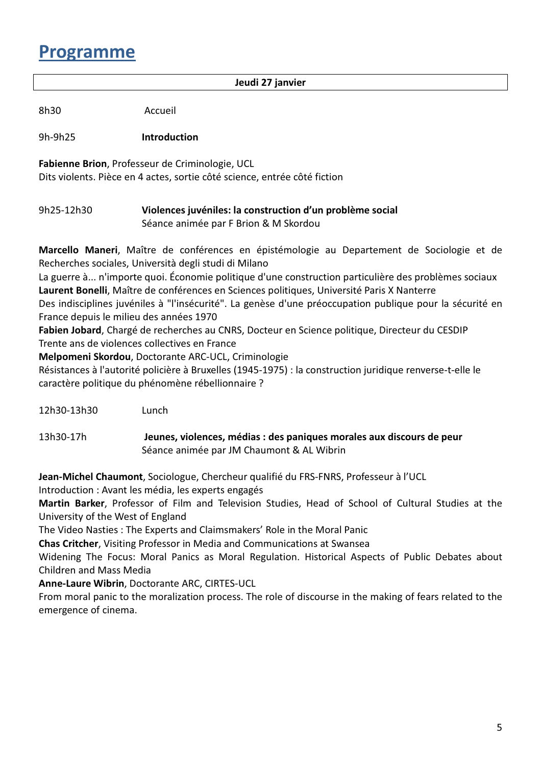# Programme

**Jeudi 27 janvier**

8h30 Accueil

9h-9h25 **Introduction**

**Fabienne Brion**, Professeur de Criminologie, UCL
Dits violents. Pièce en 4 actes, sortie côté science, entrée côté fiction

9h25-12h30 **Violences juvéniles: la construction d'un problème social**
Séance animée par F Brion & M Skordou

**Marcello Maneri**, Maître de conférences en épistémologie au Departement de Sociologie et de Recherches sociales, Università degli studi di Milano
La guerre à... n'importe quoi. Économie politique d'une construction particulière des problèmes sociaux
**Laurent Bonelli**, Maître de conférences en Sciences politiques, Université Paris X Nanterre
Des indisciplines juvéniles à "l'insécurité". La genèse d'une préoccupation publique pour la sécurité en France depuis le milieu des années 1970
**Fabien Jobard**, Chargé de recherches au CNRS, Docteur en Science politique, Directeur du CESDIP
Trente ans de violences collectives en France
**Melpomeni Skordou**, Doctorante ARC-UCL, Criminologie
Résistances à l'autorité policière à Bruxelles (1945-1975) : la construction juridique renverse-t-elle le caractère politique du phénomène rébellionnaire ?

12h30-13h30 Lunch

13h30-17h **Jeunes, violences, médias : des paniques morales aux discours de peur**
Séance animée par JM Chaumont & AL Wibrin

**Jean-Michel Chaumont**, Sociologue, Chercheur qualifié du FRS-FNRS, Professeur à l'UCL
Introduction : Avant les média, les experts engagés
**Martin Barker**, Professor of Film and Television Studies, Head of School of Cultural Studies at the University of the West of England
The Video Nasties : The Experts and Claimsmakers' Role in the Moral Panic
**Chas Critcher**, Visiting Professor in Media and Communications at Swansea
Widening The Focus: Moral Panics as Moral Regulation. Historical Aspects of Public Debates about Children and Mass Media
**Anne-Laure Wibrin**, Doctorante ARC, CIRTES-UCL
From moral panic to the moralization process. The role of discourse in the making of fears related to the emergence of cinema.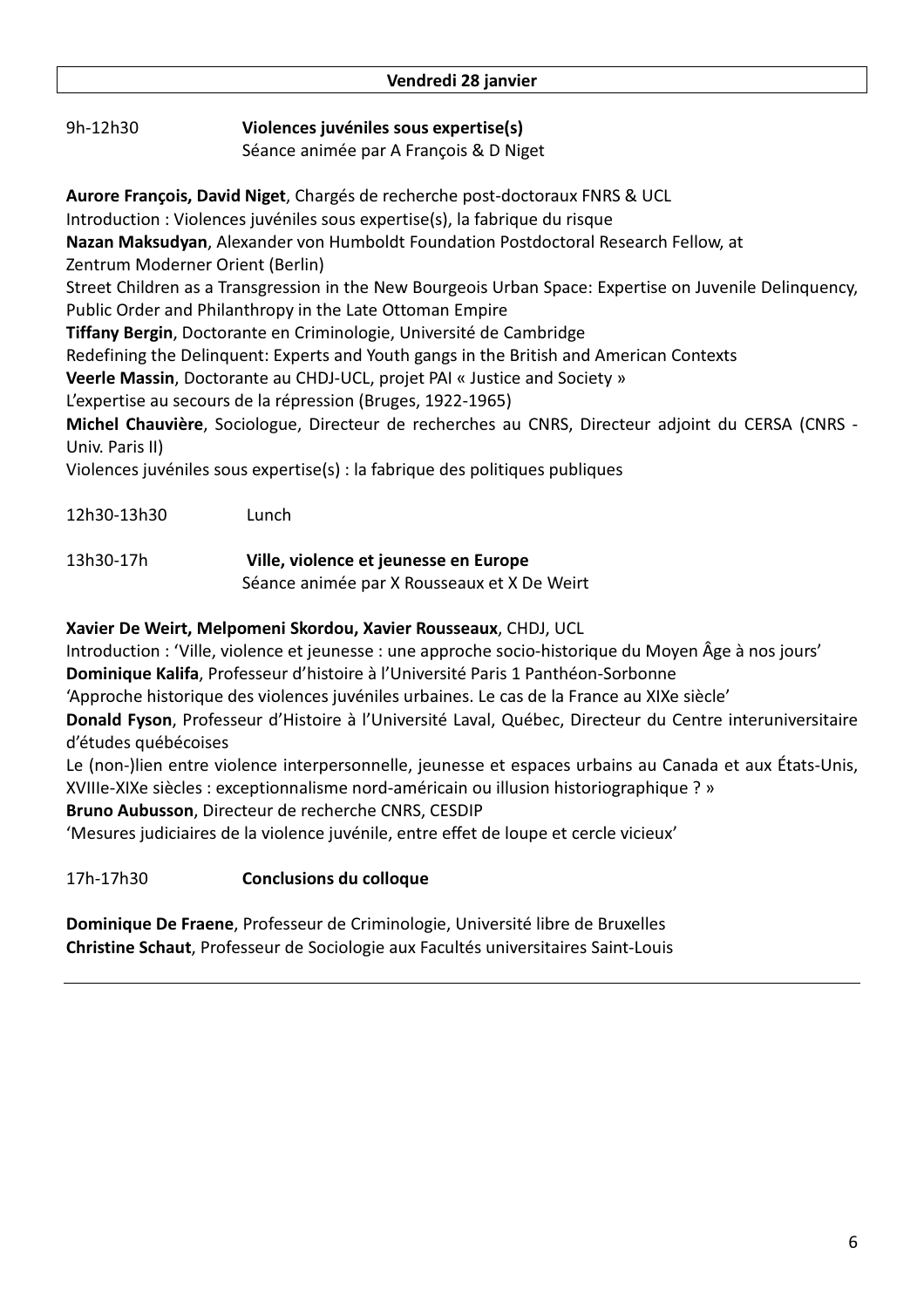## Vendredi 28 janvier

9h-12h30 **Violences juvéniles sous expertise(s)**
Séance animée par A François & D Niget

**Aurore François, David Niget**, Chargés de recherche post-doctoraux FNRS & UCL
Introduction : Violences juvéniles sous expertise(s), la fabrique du risque
**Nazan Maksudyan**, Alexander von Humboldt Foundation Postdoctoral Research Fellow, at Zentrum Moderner Orient (Berlin)
Street Children as a Transgression in the New Bourgeois Urban Space: Expertise on Juvenile Delinquency, Public Order and Philanthropy in the Late Ottoman Empire
**Tiffany Bergin**, Doctorante en Criminologie, Université de Cambridge
Redefining the Delinquent: Experts and Youth gangs in the British and American Contexts
**Veerle Massin**, Doctorante au CHDJ-UCL, projet PAI « Justice and Society »
L'expertise au secours de la répression (Bruges, 1922-1965)
**Michel Chauvière**, Sociologue, Directeur de recherches au CNRS, Directeur adjoint du CERSA (CNRS - Univ. Paris II)
Violences juvéniles sous expertise(s) : la fabrique des politiques publiques

12h30-13h30 Lunch

13h30-17h **Ville, violence et jeunesse en Europe**
Séance animée par X Rousseaux et X De Weirt

**Xavier De Weirt, Melpomeni Skordou, Xavier Rousseaux**, CHDJ, UCL
Introduction : 'Ville, violence et jeunesse : une approche socio-historique du Moyen Âge à nos jours'
**Dominique Kalifa**, Professeur d'histoire à l'Université Paris 1 Panthéon-Sorbonne
'Approche historique des violences juvéniles urbaines. Le cas de la France au XIXe siècle'
**Donald Fyson**, Professeur d'Histoire à l'Université Laval, Québec, Directeur du Centre interuniversitaire d'études québécoises
Le (non-)lien entre violence interpersonnelle, jeunesse et espaces urbains au Canada et aux États-Unis, XVIIIe-XIXe siècles : exceptionnalisme nord-américain ou illusion historiographique ? »
**Bruno Aubusson**, Directeur de recherche CNRS, CESDIP
'Mesures judiciaires de la violence juvénile, entre effet de loupe et cercle vicieux'

17h-17h30 **Conclusions du colloque**

**Dominique De Fraene**, Professeur de Criminologie, Université libre de Bruxelles
**Christine Schaut**, Professeur de Sociologie aux Facultés universitaires Saint-Louis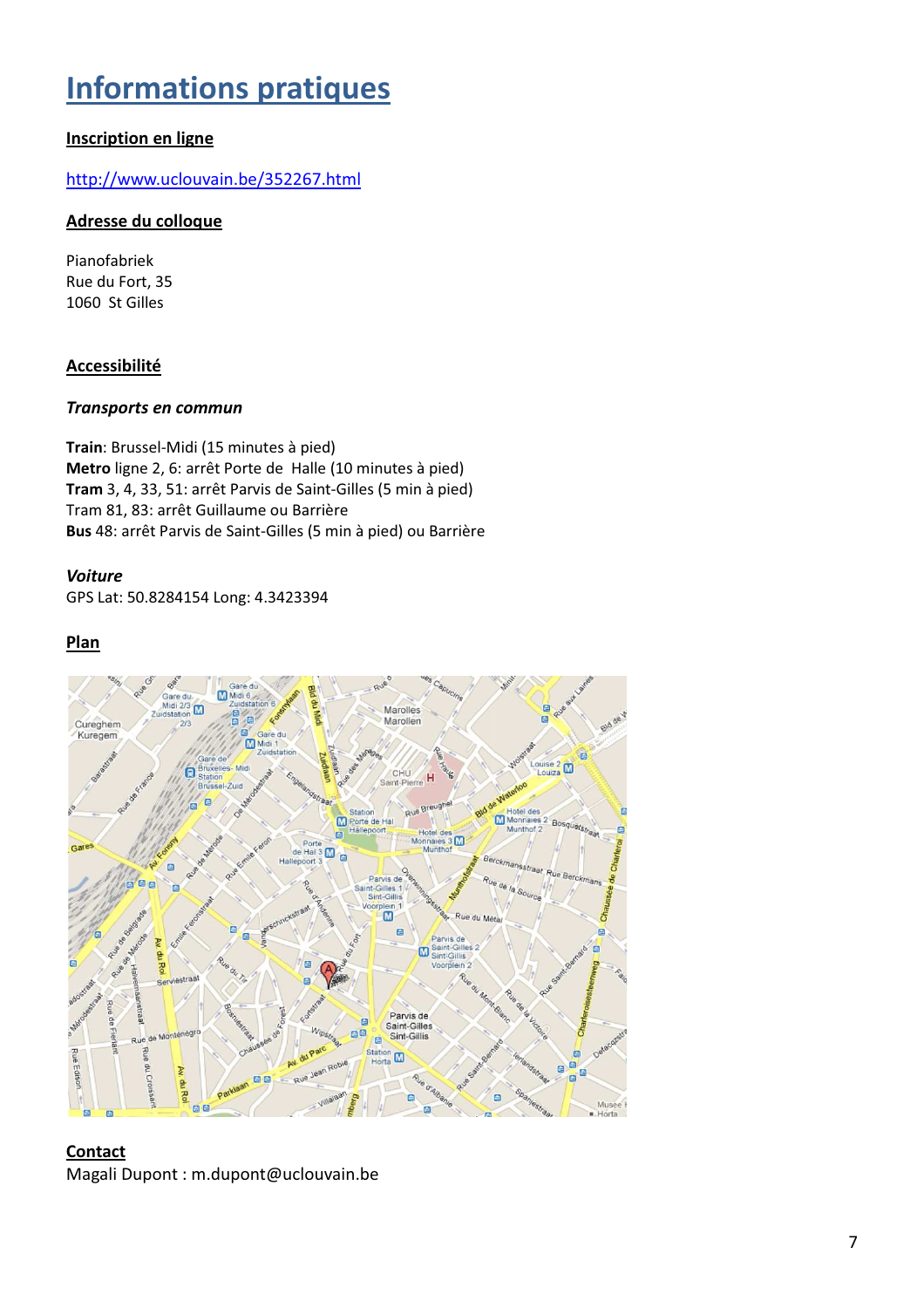# Informations pratiques

## Inscription en ligne

http://www.uclouvain.be/352267.html

## Adresse du colloque

Pianofabriek
Rue du Fort, 35
1060 St Gilles

## Accessibilité

### *Transports en commun*

**Train**: Brussel-Midi (15 minutes à pied)
**Metro** ligne 2, 6: arrêt Porte de Halle (10 minutes à pied)
**Tram** 3, 4, 33, 51: arrêt Parvis de Saint-Gilles (5 min à pied)
Tram 81, 83: arrêt Guillaume ou Barrière
**Bus** 48: arrêt Parvis de Saint-Gilles (5 min à pied) ou Barrière

### *Voiture*

GPS Lat: 50.8284154 Long: 4.3423394

## Plan

## Contact

Magali Dupont : m.dupont@uclouvain.be